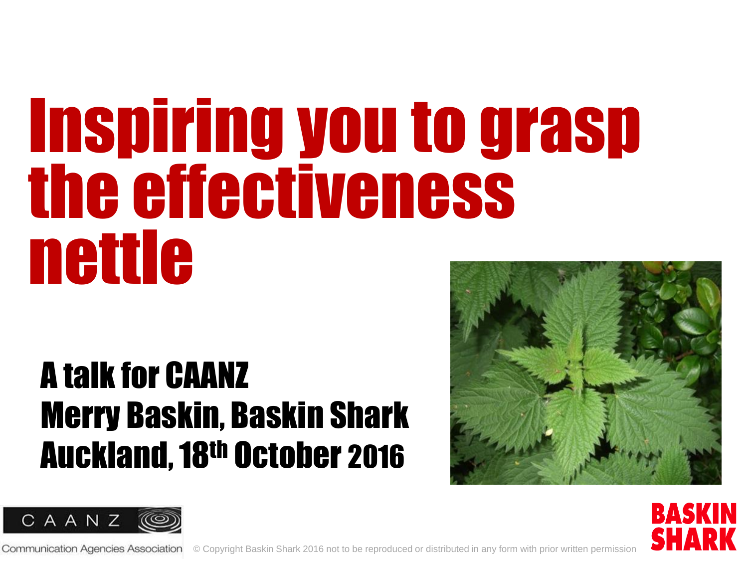# Inspiring you to grasp the effectiveness nettle

**A talk for CAANZ**
**Merry Baskin, Baskin Shark**
**Auckland, 18th October 2016**

CAANZ Communication Agencies Association

© Copyright Baskin Shark 2016 not to be reproduced or distributed in any form with prior written permission

BASKIN SHARK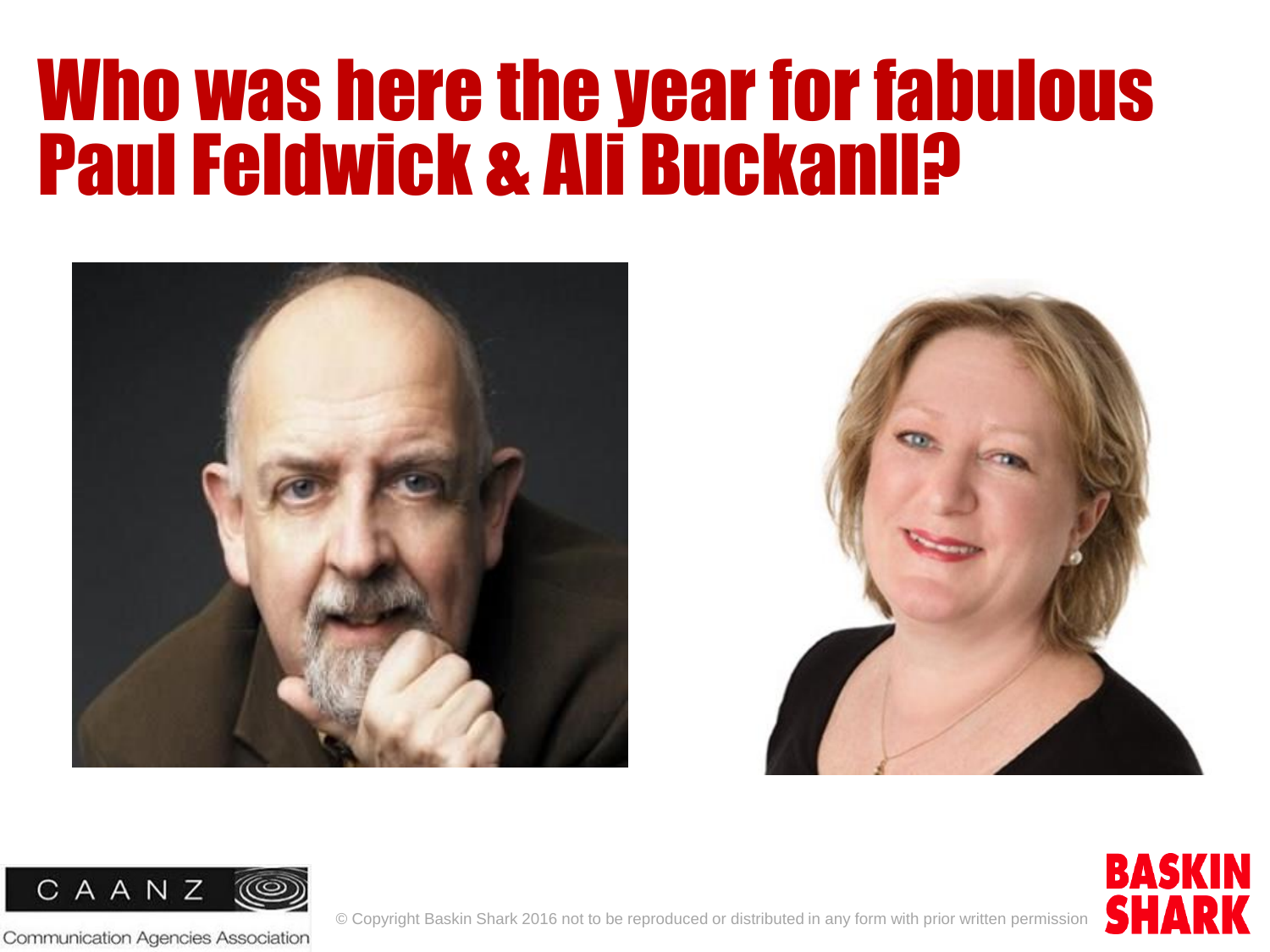# Who was here the year for fabulous Paul Feldwick & Ali Buckanll?

CAANZ

Communication Agencies Association

© Copyright Baskin Shark 2016 not to be reproduced or distributed in any form with prior written permission

BASKIN SHARK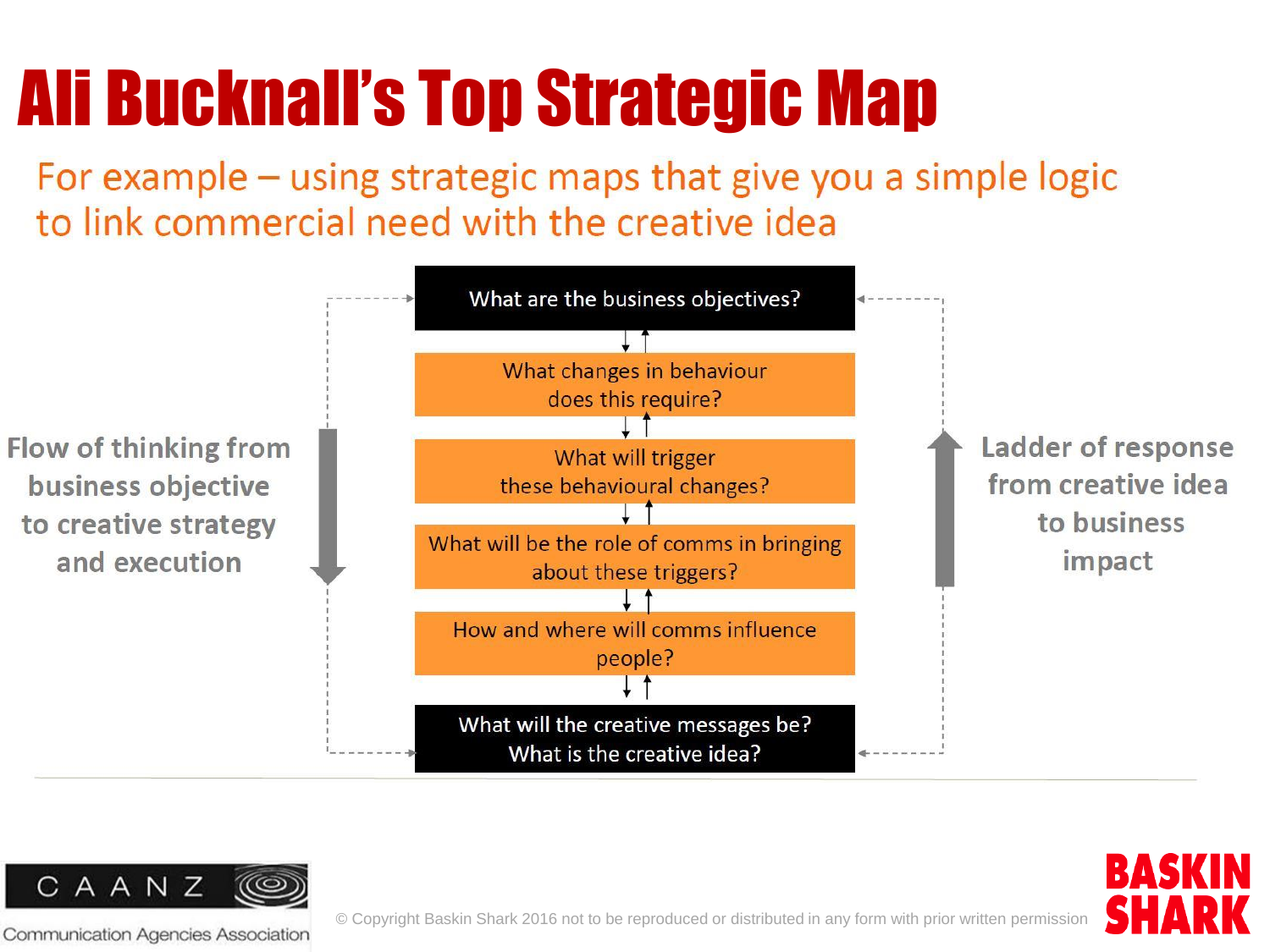# Ali Bucknall's Top Strategic Map

For example – using strategic maps that give you a simple logic to link commercial need with the creative idea

**Flow of thinking from business objective to creative strategy and execution** (↓)

- What are the business objectives?
- What changes in behaviour does this require?
- What will trigger these behavioural changes?
- What will be the role of comms in bringing about these triggers?
- How and where will comms influence people?
- What will the creative messages be? What is the creative idea?

**Ladder of response from creative idea to business impact** (↑)

© Copyright Baskin Shark 2016 not to be reproduced or distributed in any form with prior written permission

CAANZ Communication Agencies Association

BASKIN SHARK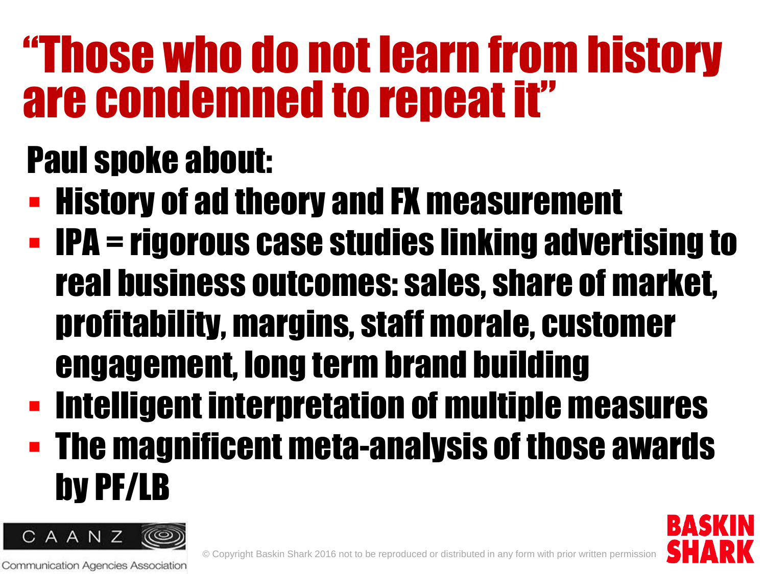# "Those who do not learn from history are condemned to repeat it"

**Paul spoke about:**

- History of ad theory and FX measurement
- IPA = rigorous case studies linking advertising to real business outcomes: sales, share of market, profitability, margins, staff morale, customer engagement, long term brand building
- Intelligent interpretation of multiple measures
- The magnificent meta-analysis of those awards by PF/LB

CAANZ Communication Agencies Association

© Copyright Baskin Shark 2016 not to be reproduced or distributed in any form with prior written permission

BASKIN SHARK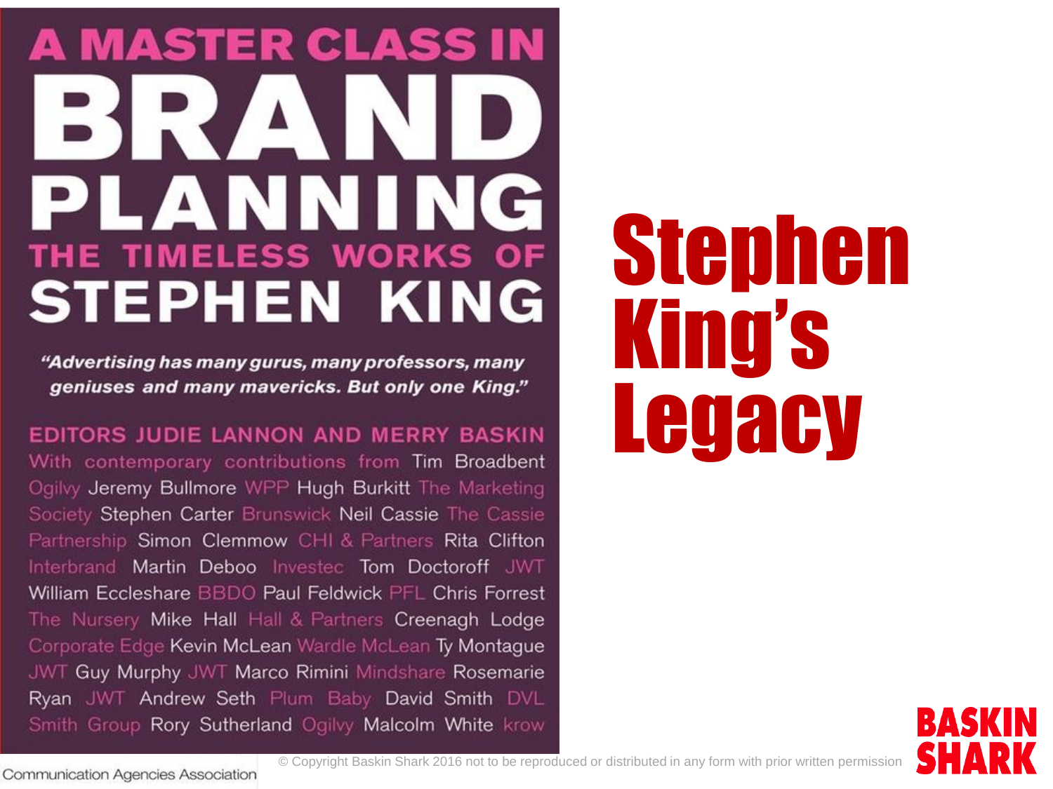# A MASTER CLASS IN BRAND PLANNING

## THE TIMELESS WORKS OF STEPHEN KING

*"Advertising has many gurus, many professors, many geniuses and many mavericks. But only one King."*

EDITORS JUDIE LANNON AND MERRY BASKIN

With contemporary contributions from Tim Broadbent Ogilvy Jeremy Bullmore WPP Hugh Burkitt The Marketing Society Stephen Carter Brunswick Neil Cassie The Cassie Partnership Simon Clemmow CHI & Partners Rita Clifton Interbrand Martin Deboo Investec Tom Doctoroff JWT William Eccleshare BBDO Paul Feldwick PFL Chris Forrest The Nursery Mike Hall Hall & Partners Creenagh Lodge Corporate Edge Kevin McLean Wardle McLean Ty Montague JWT Guy Murphy JWT Marco Rimini Mindshare Rosemarie Ryan JWT Andrew Seth Plum Baby David Smith DVL Smith Group Rory Sutherland Ogilvy Malcolm White krow

Communication Agencies Association

# Stephen King's Legacy

© Copyright Baskin Shark 2016 not to be reproduced or distributed in any form with prior written permission

BASKIN SHARK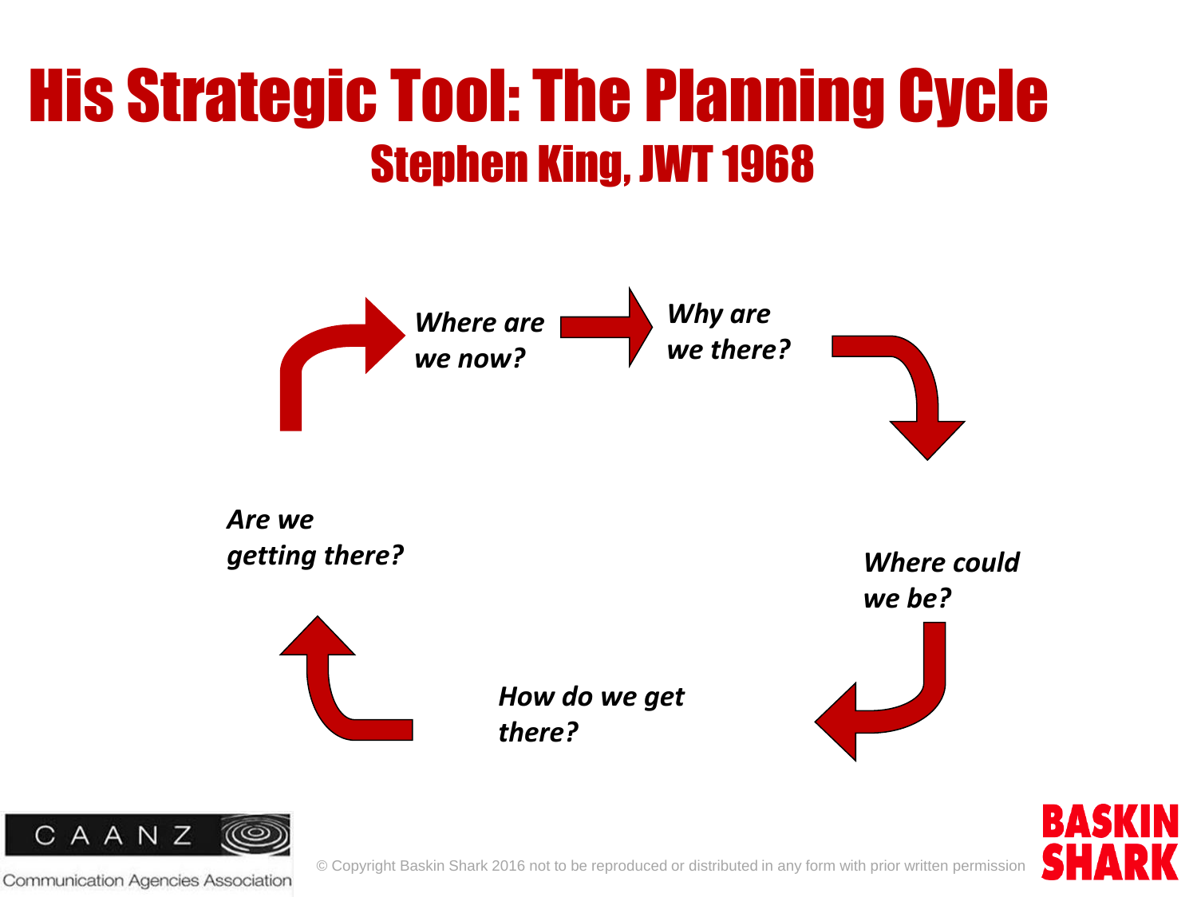# His Strategic Tool: The Planning Cycle

## Stephen King, JWT 1968

*Where are we now?*

*Why are we there?*

*Where could we be?*

*How do we get there?*

*Are we getting there?*

© Copyright Baskin Shark 2016 not to be reproduced or distributed in any form with prior written permission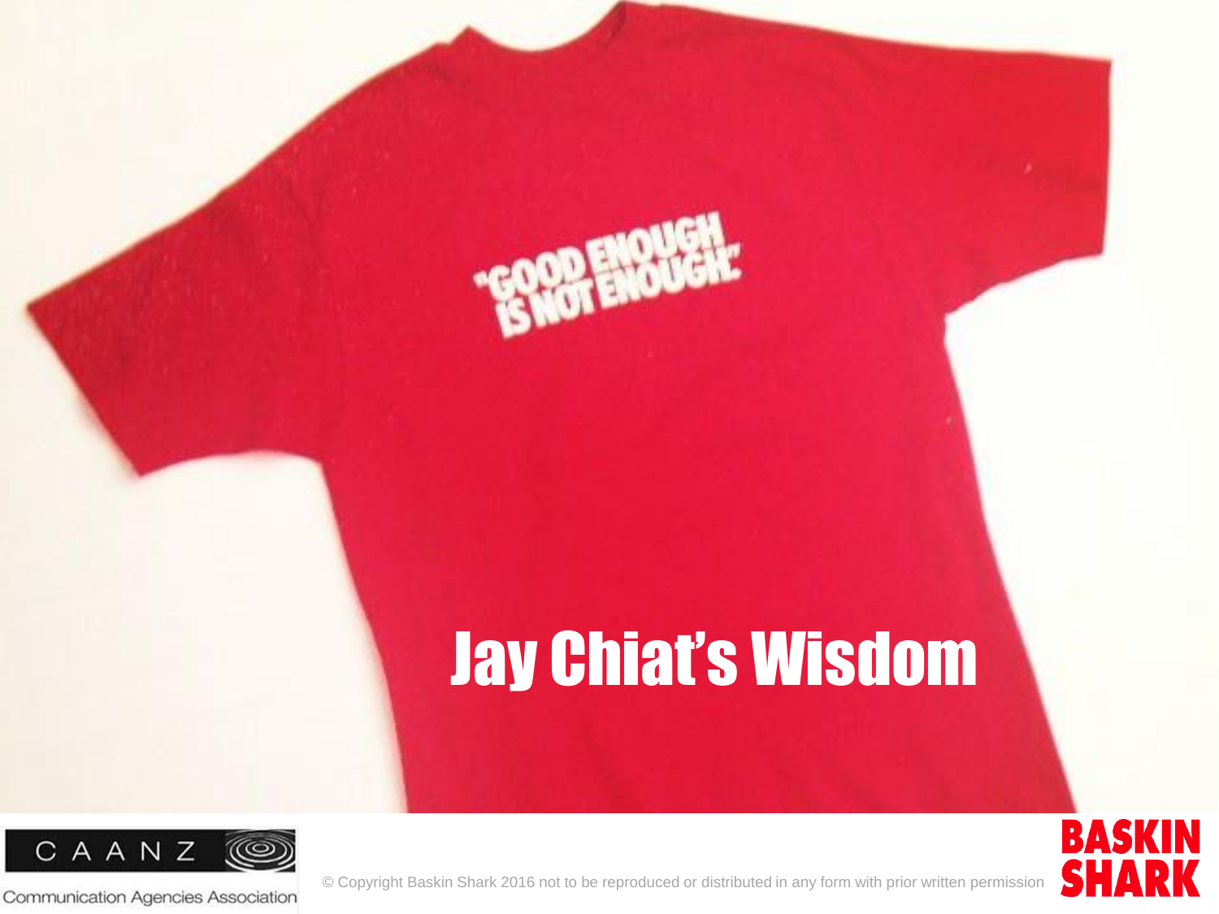"GOOD ENOUGH IS NOT ENOUGH."

# Jay Chiat's Wisdom

CAANZ Communication Agencies Association

© Copyright Baskin Shark 2016 not to be reproduced or distributed in any form with prior written permission

BASKIN SHARK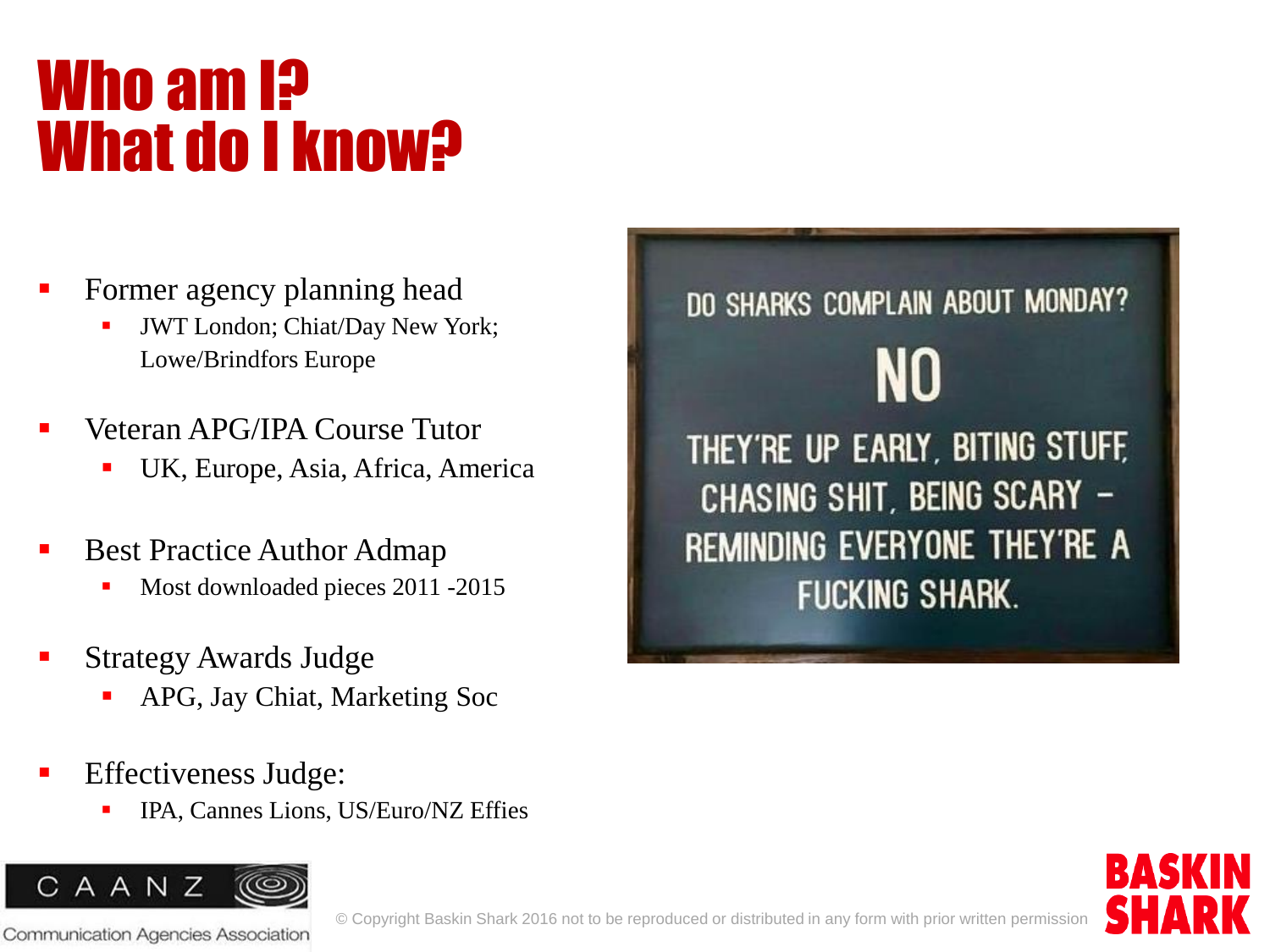# Who am I?
# What do I know?

- Former agency planning head
  - JWT London; Chiat/Day New York; Lowe/Brindfors Europe
- Veteran APG/IPA Course Tutor
  - UK, Europe, Asia, Africa, America
- Best Practice Author Admap
  - Most downloaded pieces 2011 -2015
- Strategy Awards Judge
  - APG, Jay Chiat, Marketing Soc
- Effectiveness Judge:
  - IPA, Cannes Lions, US/Euro/NZ Effies

DO SHARKS COMPLAIN ABOUT MONDAY?

NO

THEY'RE UP EARLY, BITING STUFF, CHASING SHIT, BEING SCARY – REMINDING EVERYONE THEY'RE A FUCKING SHARK.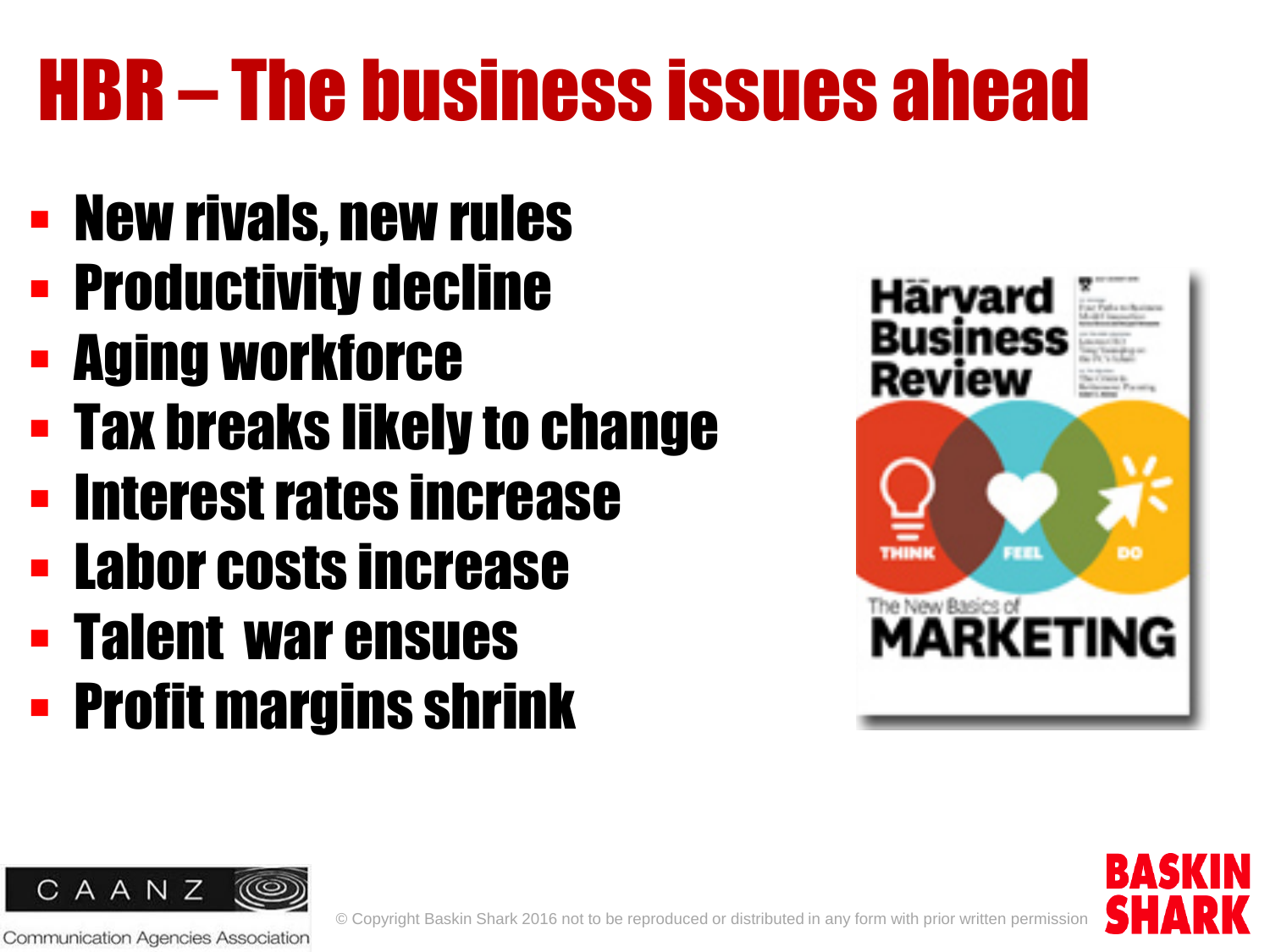# HBR – The business issues ahead

- New rivals, new rules
- Productivity decline
- Aging workforce
- Tax breaks likely to change
- Interest rates increase
- Labor costs increase
- Talent war ensues
- Profit margins shrink

© Copyright Baskin Shark 2016 not to be reproduced or distributed in any form with prior written permission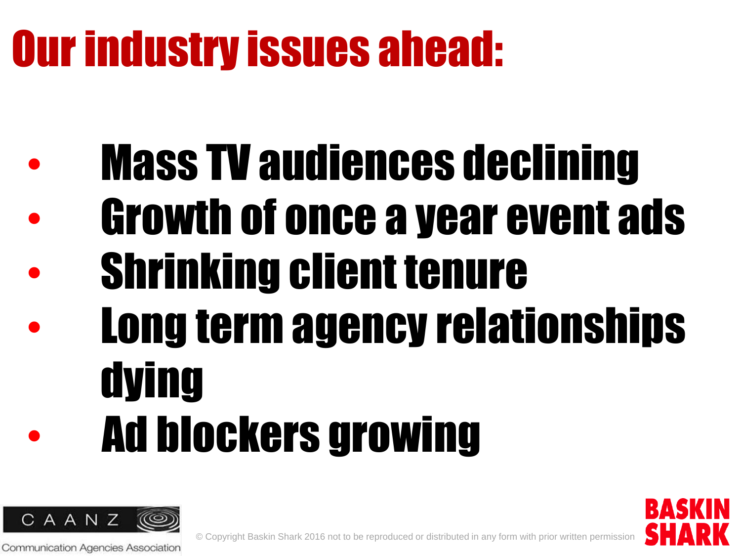# Our industry issues ahead:

- Mass TV audiences declining
- Growth of once a year event ads
- Shrinking client tenure
- Long term agency relationships dying
- Ad blockers growing

CAANZ Communication Agencies Association

© Copyright Baskin Shark 2016 not to be reproduced or distributed in any form with prior written permission

BASKIN SHARK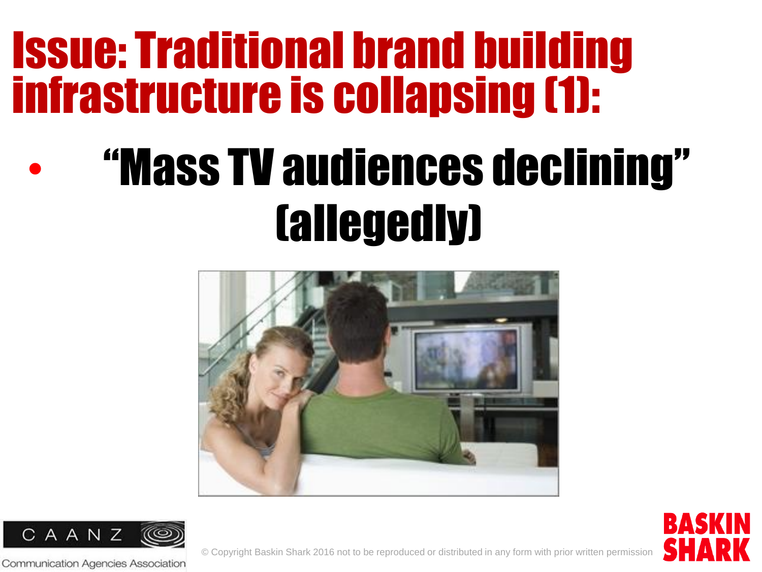# Issue: Traditional brand building infrastructure is collapsing (1):

- "Mass TV audiences declining" (allegedly)

© Copyright Baskin Shark 2016 not to be reproduced or distributed in any form with prior written permission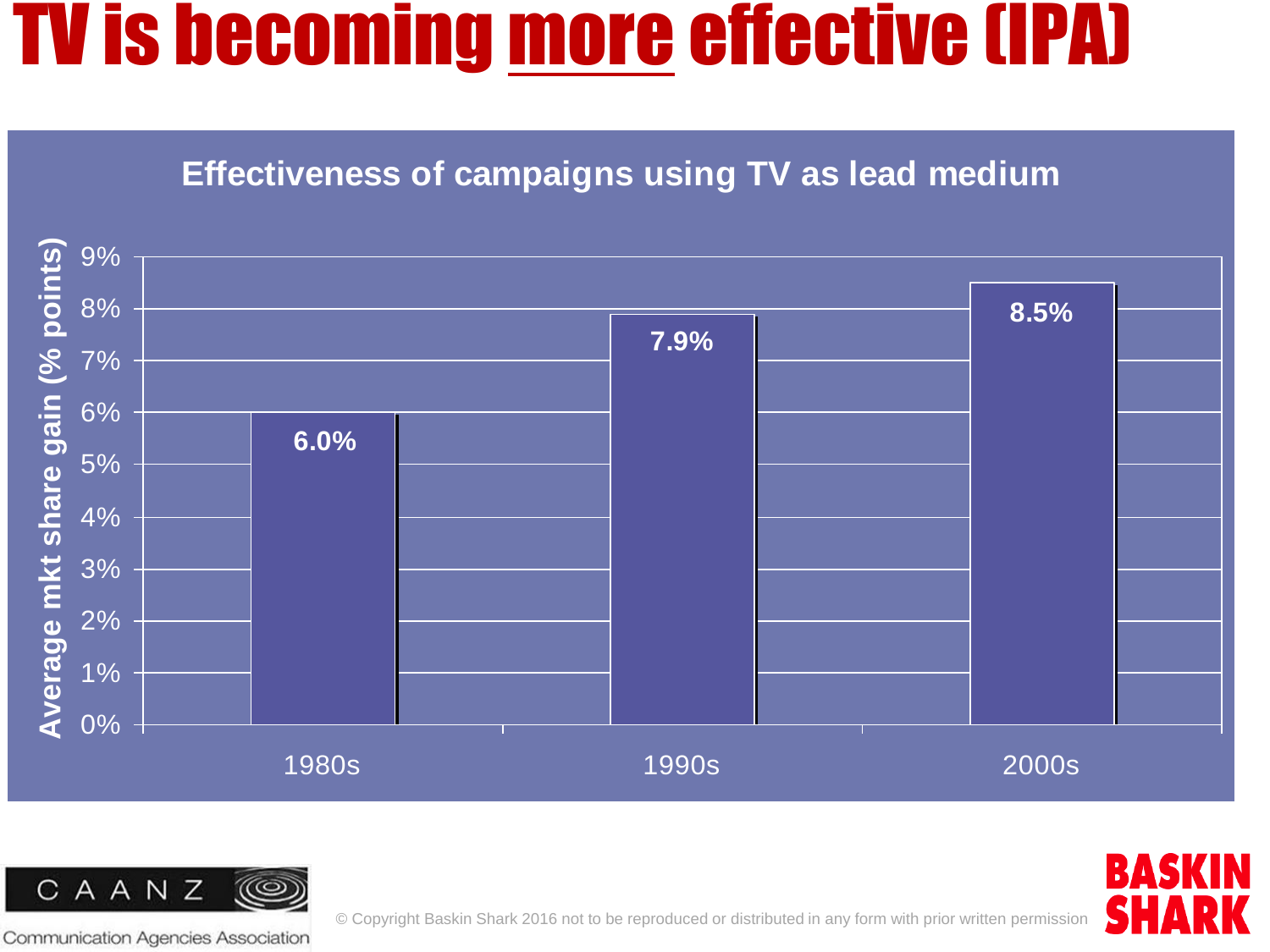# TV is becoming <u>more</u> effective (IPA)

**Effectiveness of campaigns using TV as lead medium**

| | Average mkt share gain (% points) |
|---|---|
| 1980s | 6.0% |
| 1990s | 7.9% |
| 2000s | 8.5% |

CAANZ Communication Agencies Association

© Copyright Baskin Shark 2016 not to be reproduced or distributed in any form with prior written permission

BASKIN SHARK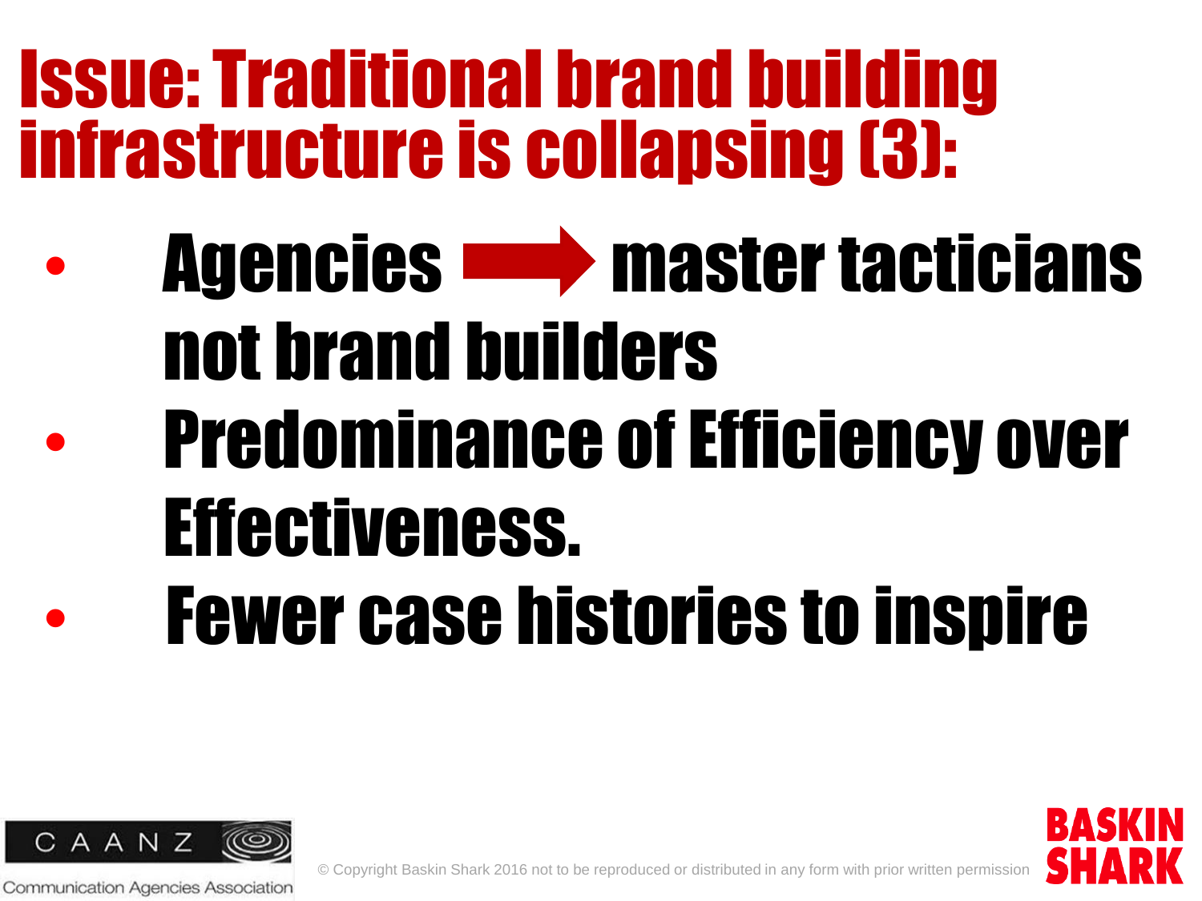# Issue: Traditional brand building infrastructure is collapsing (3):

- Agencies → master tacticians not brand builders
- Predominance of Efficiency over Effectiveness.
- Fewer case histories to inspire

CAANZ Communication Agencies Association

© Copyright Baskin Shark 2016 not to be reproduced or distributed in any form with prior written permission

BASKIN SHARK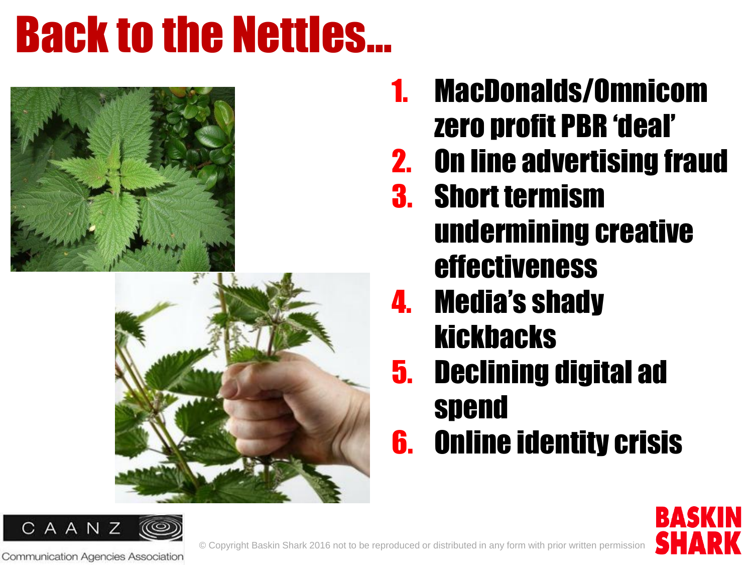# Back to the Nettles...

1. MacDonalds/Omnicom zero profit PBR 'deal'
2. On line advertising fraud
3. Short termism undermining creative effectiveness
4. Media's shady kickbacks
5. Declining digital ad spend
6. Online identity crisis

© Copyright Baskin Shark 2016 not to be reproduced or distributed in any form with prior written permission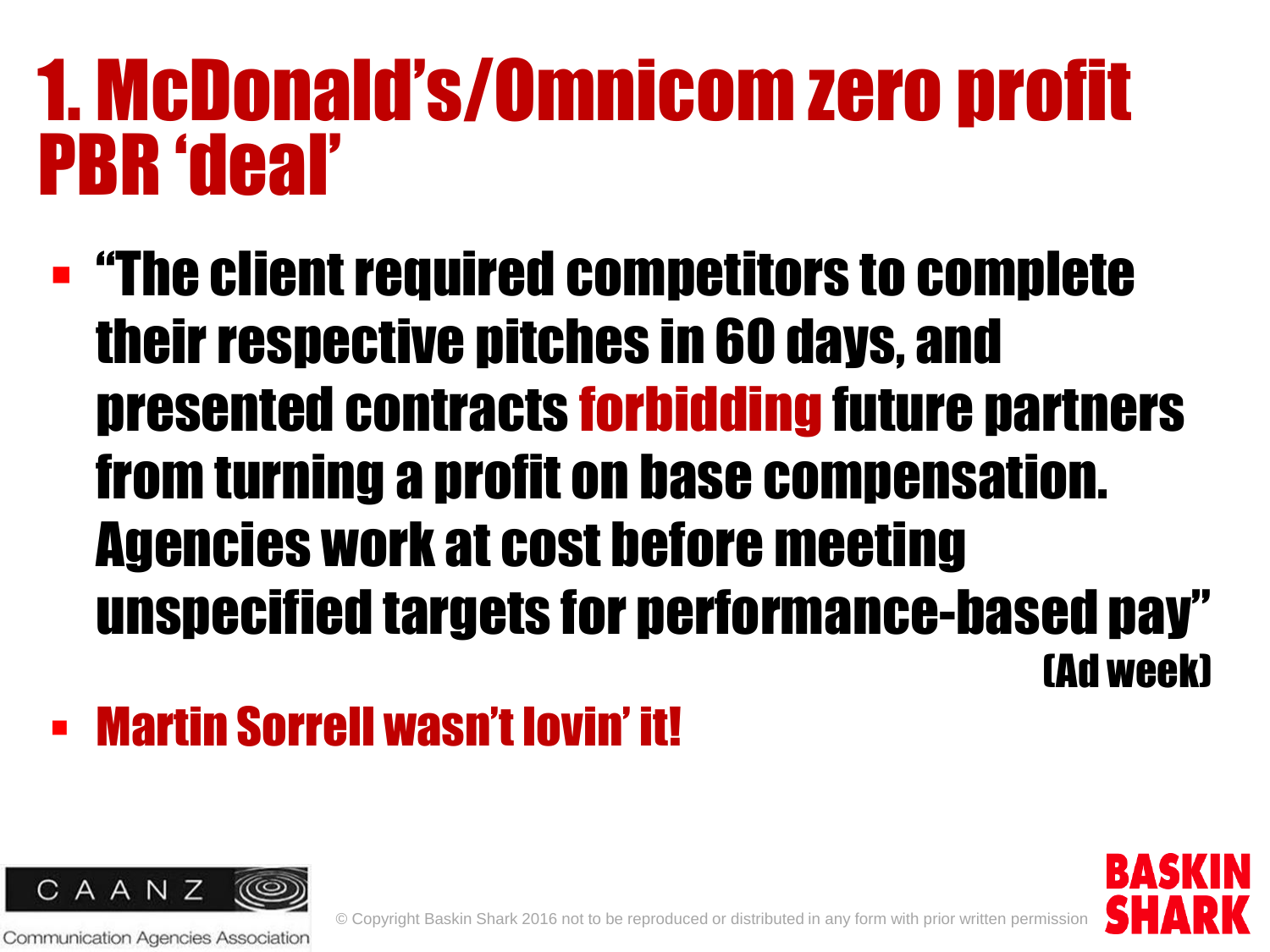# 1. McDonald's/Omnicom zero profit PBR 'deal'

- "The client required competitors to complete their respective pitches in 60 days, and presented contracts **forbidding** future partners from turning a profit on base compensation. Agencies work at cost before meeting unspecified targets for performance-based pay" (Ad week)
- Martin Sorrell wasn't lovin' it!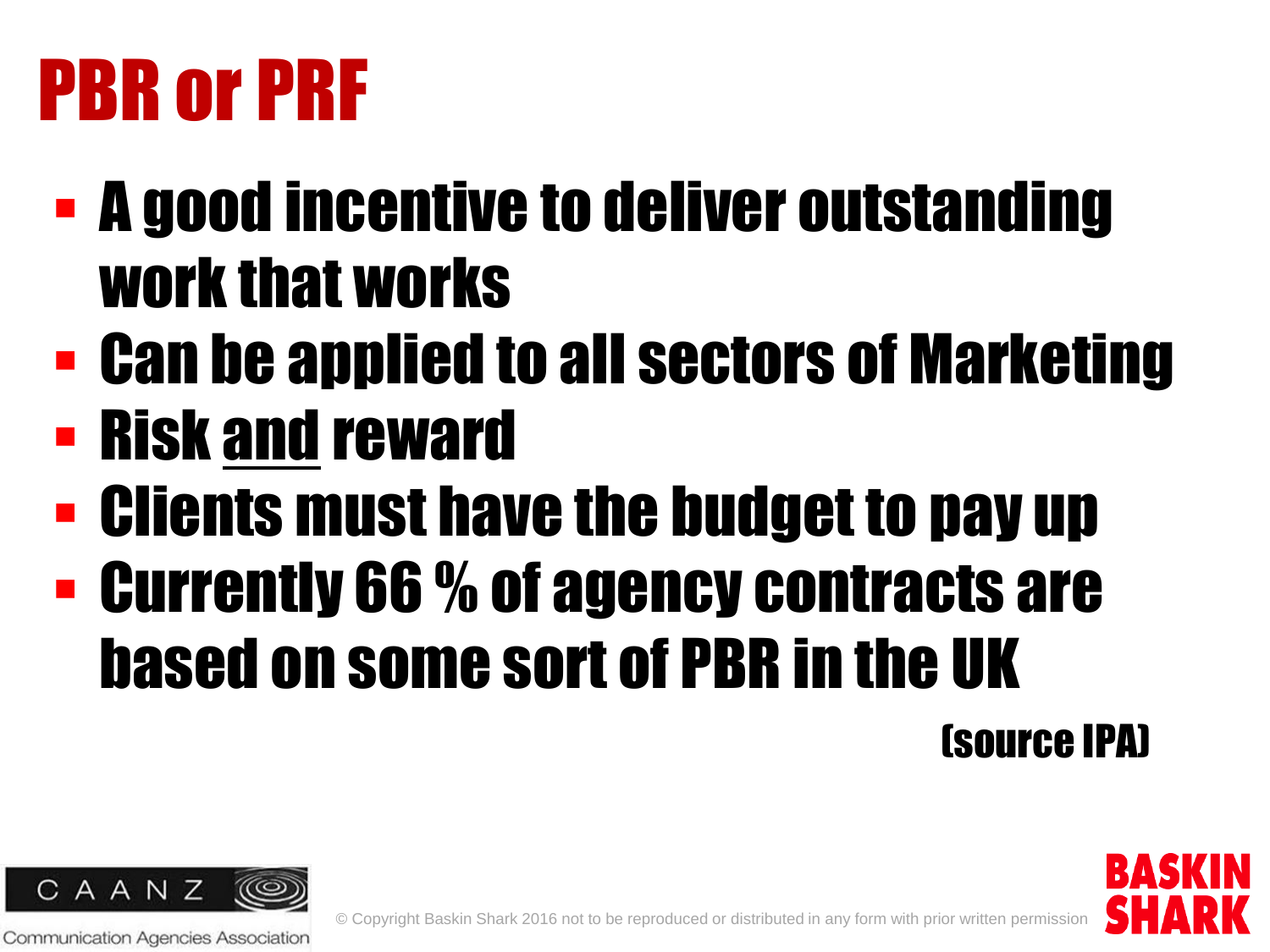# PBR or PRF

- A good incentive to deliver outstanding work that works
- Can be applied to all sectors of Marketing
- Risk <u>and</u> reward
- Clients must have the budget to pay up
- Currently 66 % of agency contracts are based on some sort of PBR in the UK

(source IPA)

© Copyright Baskin Shark 2016 not to be reproduced or distributed in any form with prior written permission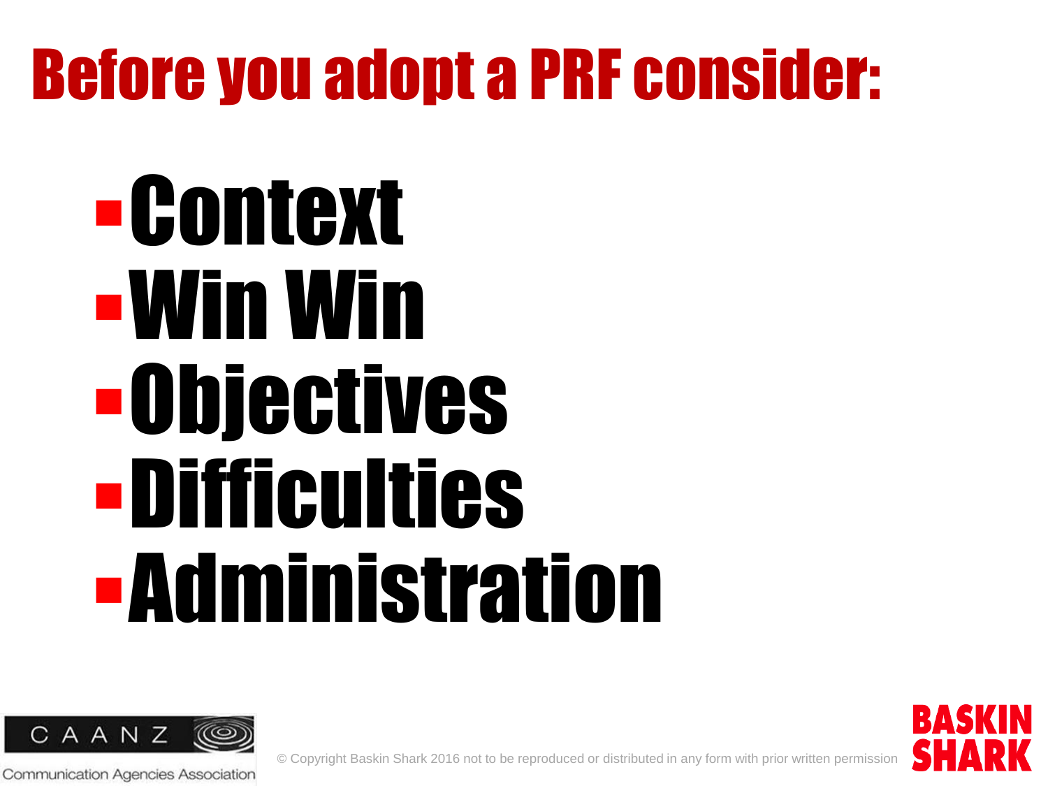# Before you adopt a PRF consider:

- Context
- Win Win
- Objectives
- Difficulties
- Administration

© Copyright Baskin Shark 2016 not to be reproduced or distributed in any form with prior written permission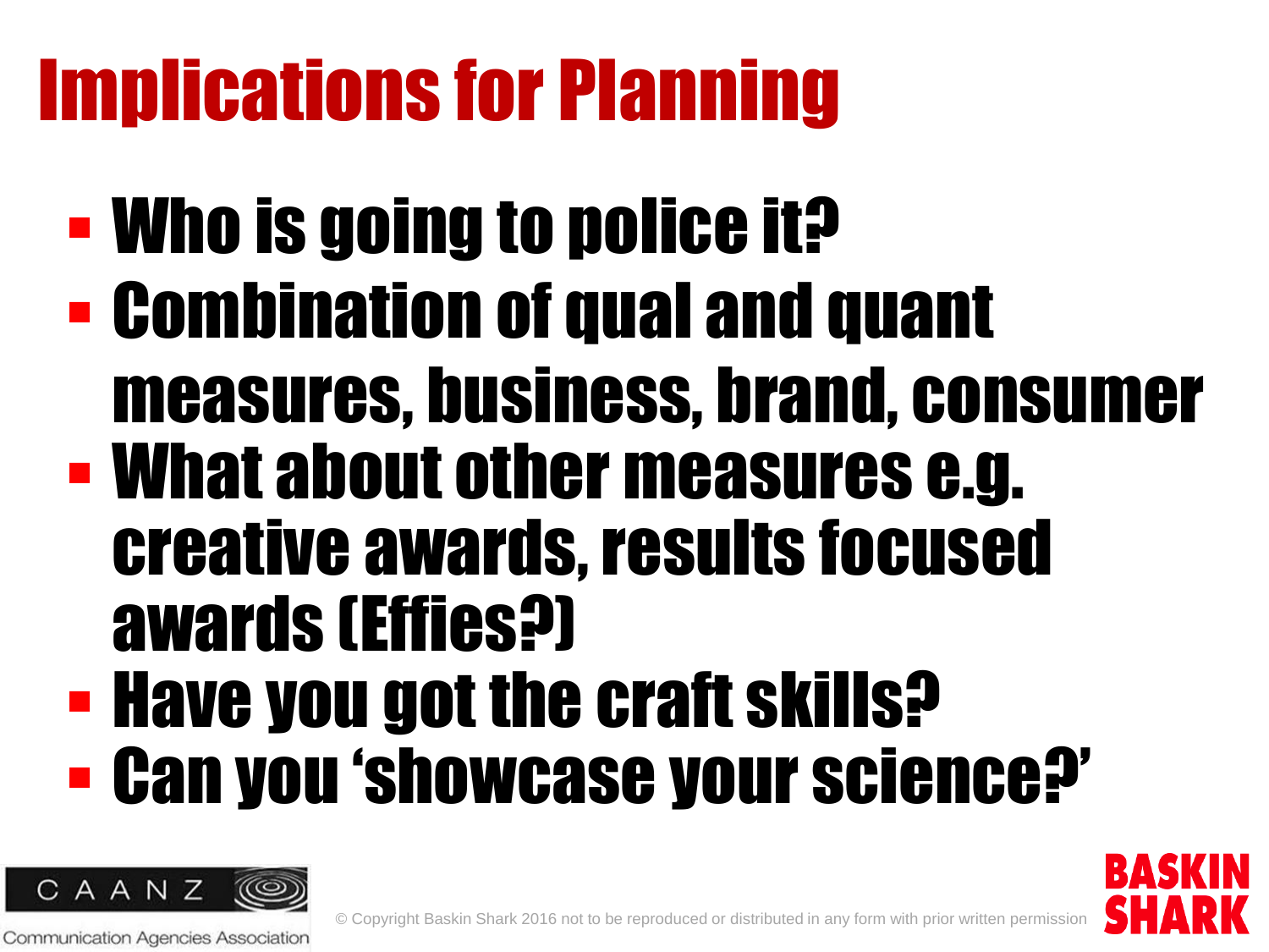# Implications for Planning

- Who is going to police it?
- Combination of qual and quant measures, business, brand, consumer
- What about other measures e.g. creative awards, results focused awards (Effies?)
- Have you got the craft skills?
- Can you 'showcase your science?'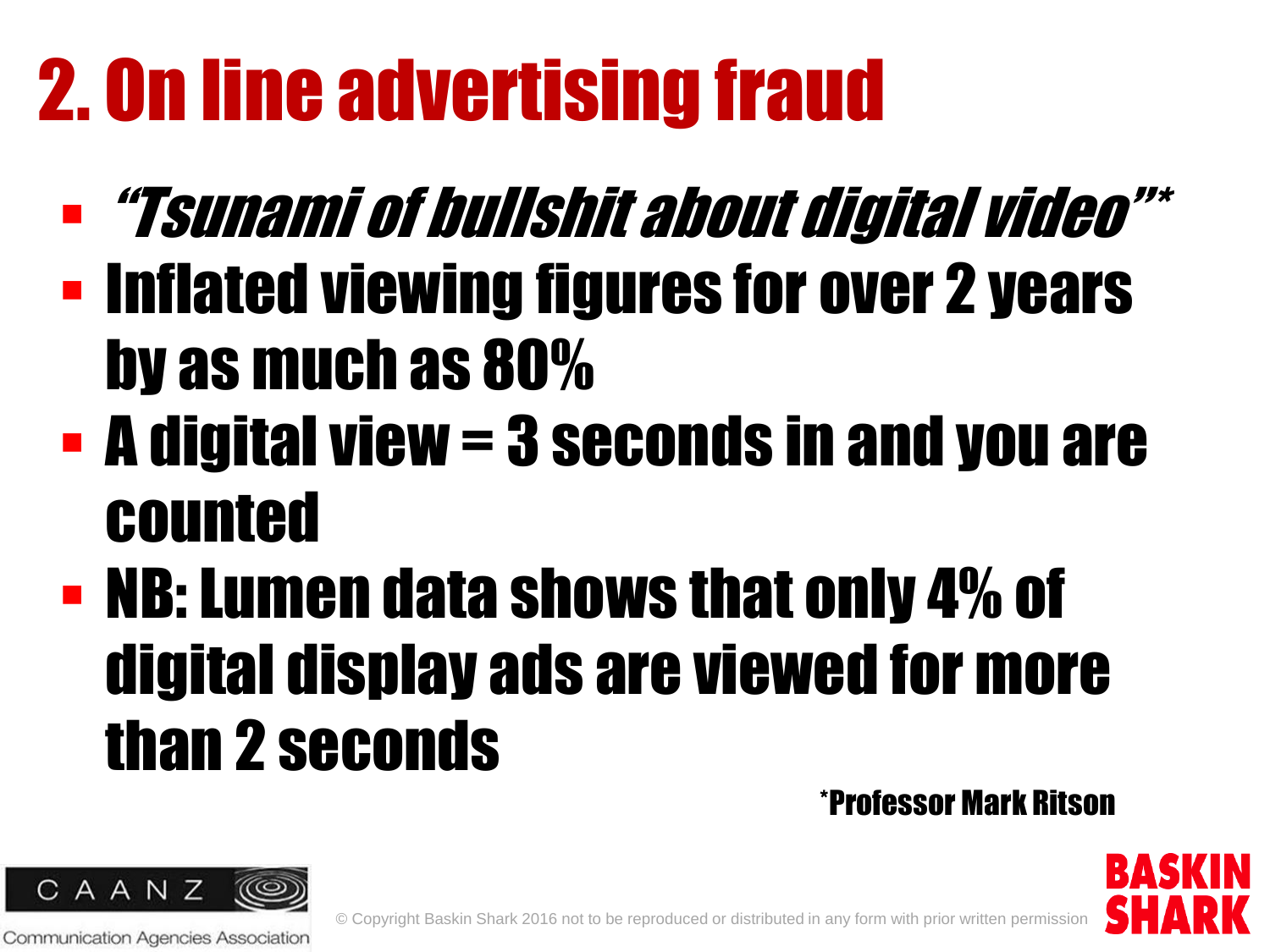# 2. On line advertising fraud

- *"Tsunami of bullshit about digital video"**
- **Inflated viewing figures for over 2 years by as much as 80%**
- **A digital view = 3 seconds in and you are counted**
- **NB: Lumen data shows that only 4% of digital display ads are viewed for more than 2 seconds**

*Professor Mark Ritson

CAANZ Communication Agencies Association

© Copyright Baskin Shark 2016 not to be reproduced or distributed in any form with prior written permission

BASKIN SHARK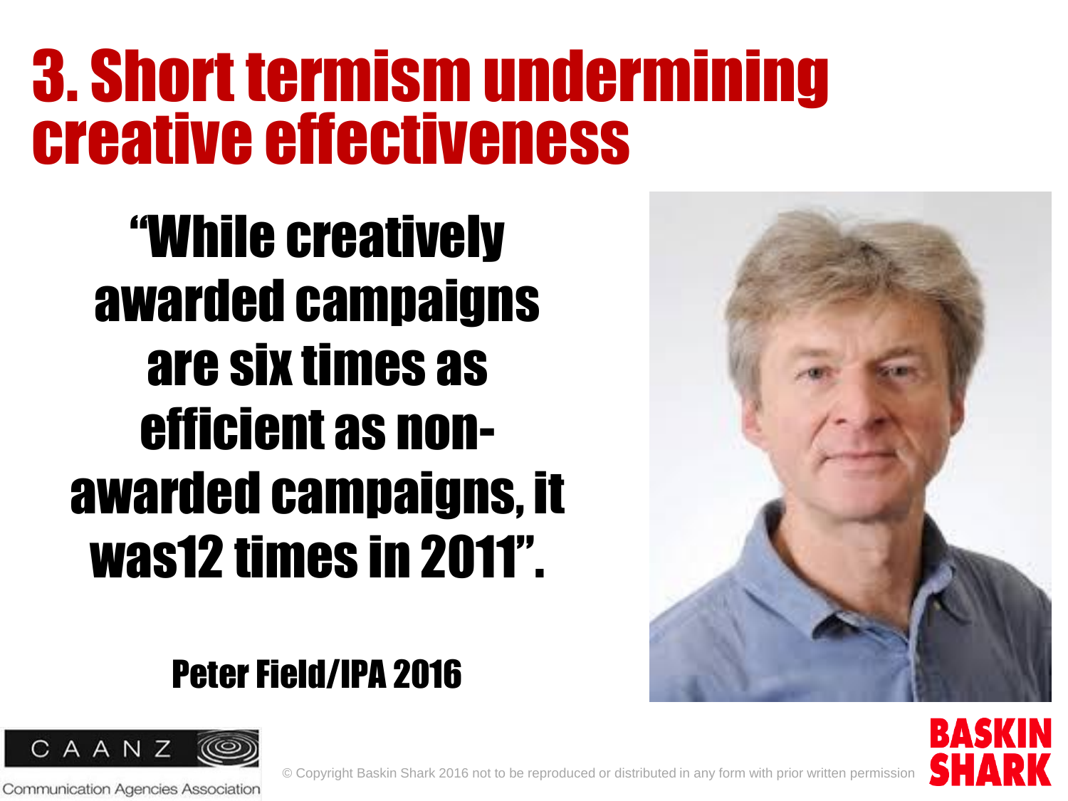# 3. Short termism undermining creative effectiveness

**"While creatively awarded campaigns are six times as efficient as non-awarded campaigns, it was12 times in 2011".**

**Peter Field/IPA 2016**

CAANZ Communication Agencies Association

© Copyright Baskin Shark 2016 not to be reproduced or distributed in any form with prior written permission

BASKIN SHARK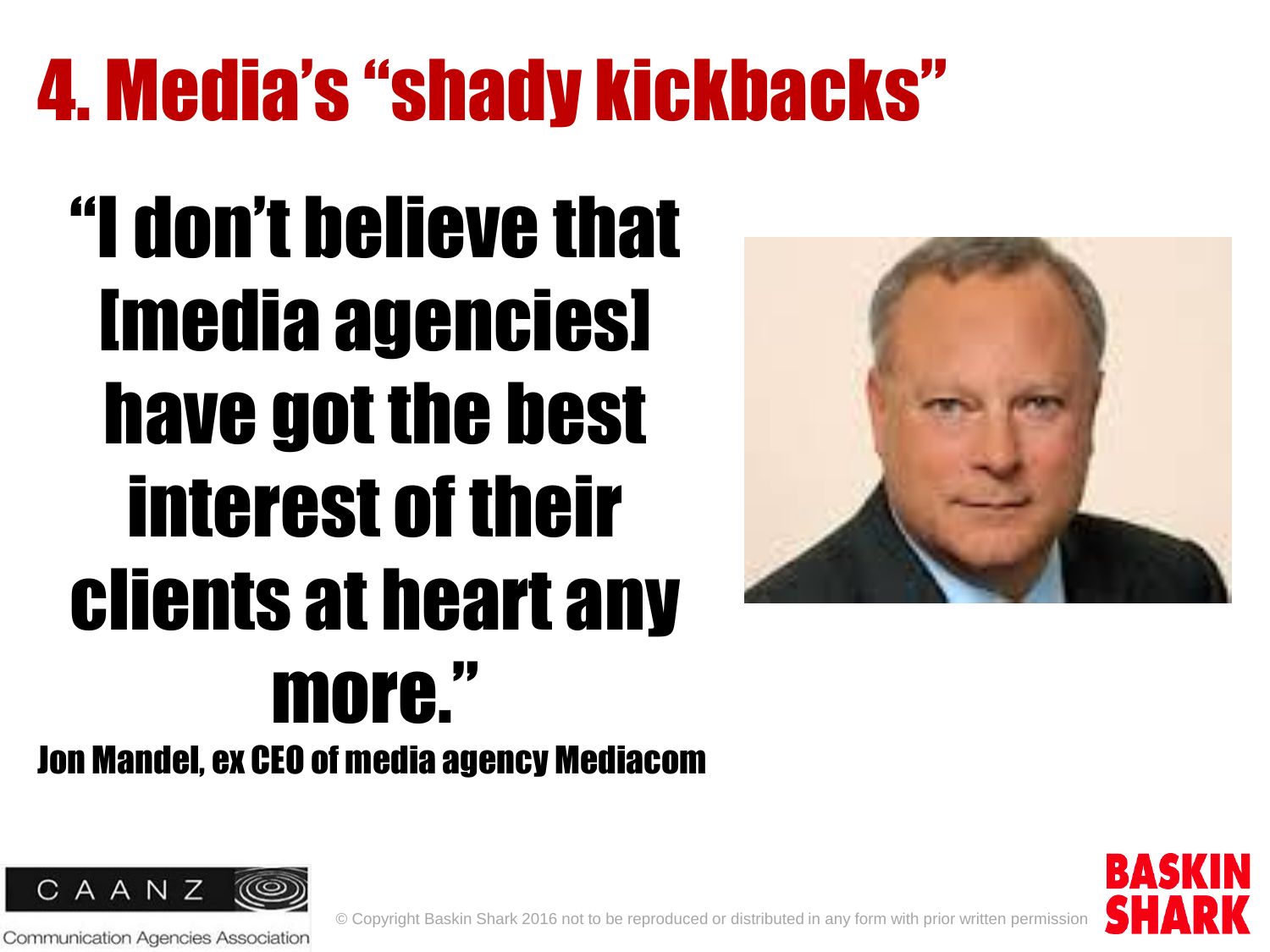# 4. Media's "shady kickbacks"

"I don't believe that [media agencies] have got the best interest of their clients at heart any more."

Jon Mandel, ex CEO of media agency Mediacom

CAANZ

Communication Agencies Association

© Copyright Baskin Shark 2016 not to be reproduced or distributed in any form with prior written permission

BASKIN SHARK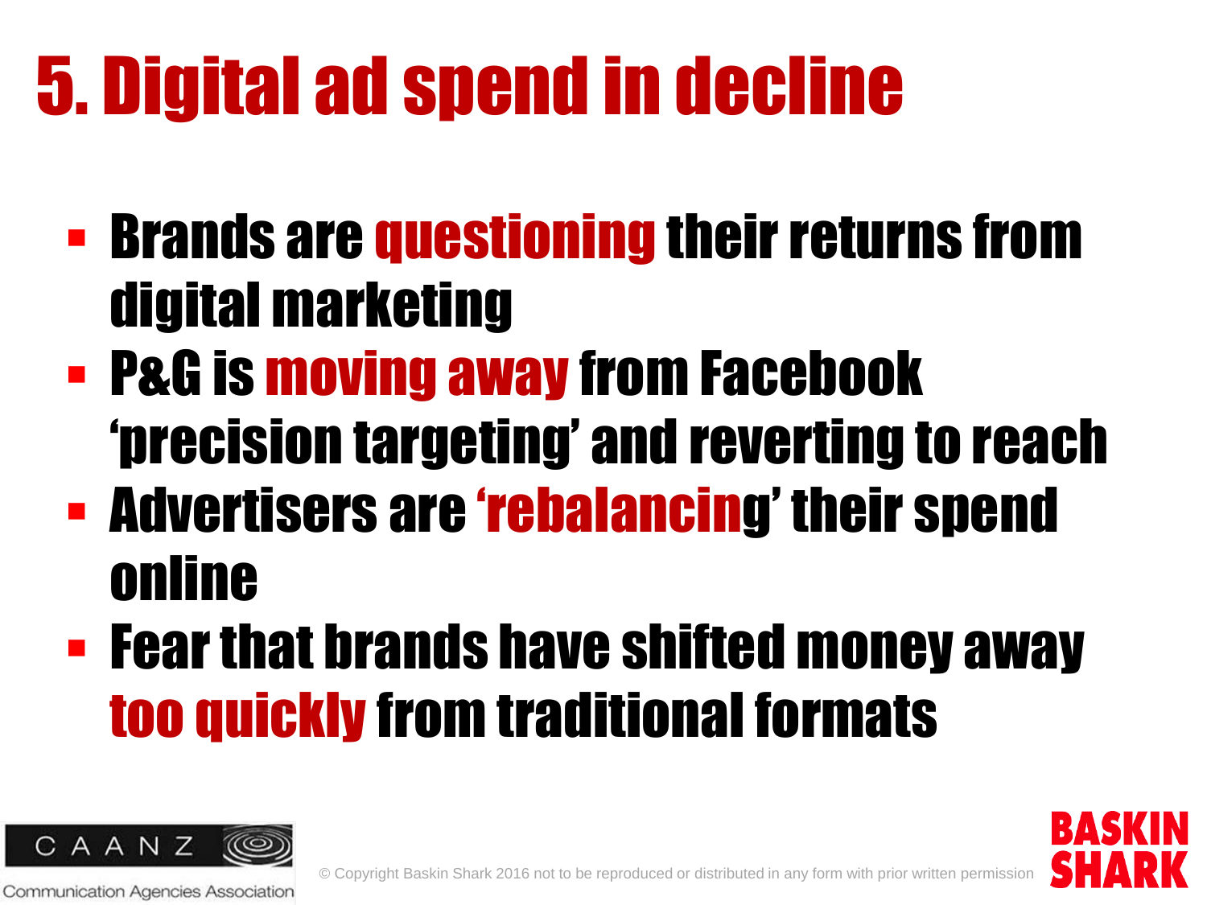# 5. Digital ad spend in decline

- Brands are questioning their returns from digital marketing
- P&G is moving away from Facebook 'precision targeting' and reverting to reach
- Advertisers are 'rebalancing' their spend online
- Fear that brands have shifted money away too quickly from traditional formats

CAANZ Communication Agencies Association

© Copyright Baskin Shark 2016 not to be reproduced or distributed in any form with prior written permission

BASKIN SHARK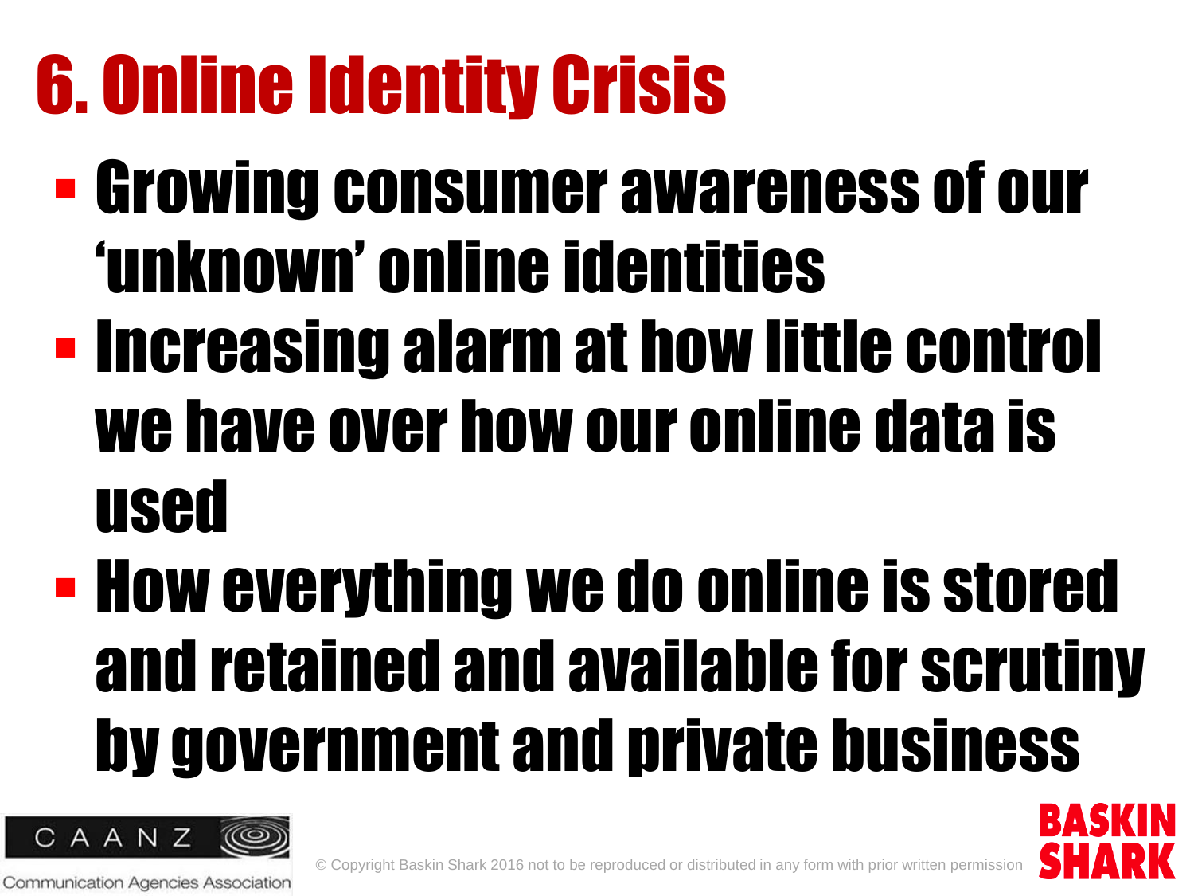# 6. Online Identity Crisis

- Growing consumer awareness of our 'unknown' online identities
- Increasing alarm at how little control we have over how our online data is used
- How everything we do online is stored and retained and available for scrutiny by government and private business

© Copyright Baskin Shark 2016 not to be reproduced or distributed in any form with prior written permission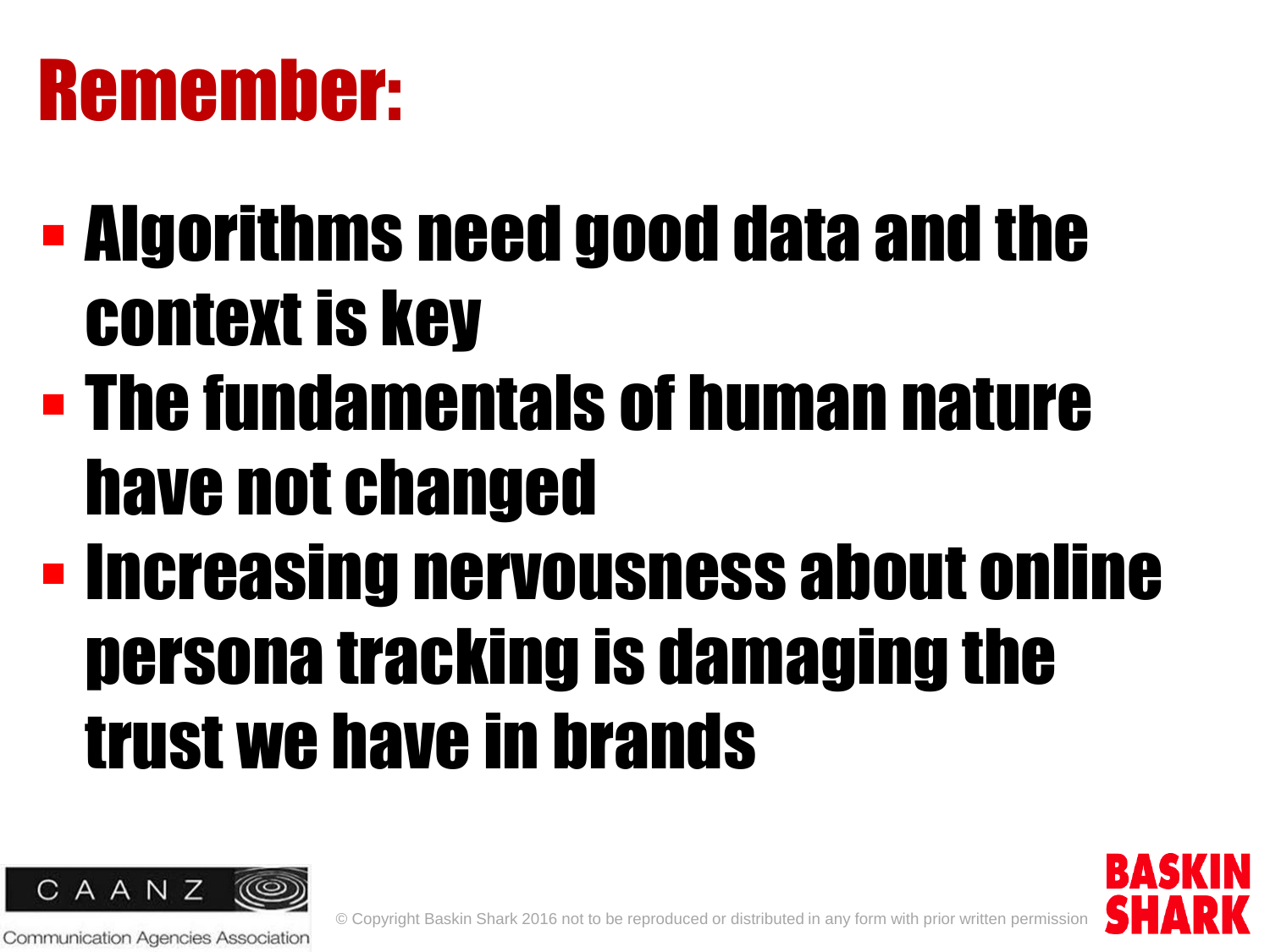# Remember:

- Algorithms need good data and the context is key
- The fundamentals of human nature have not changed
- Increasing nervousness about online persona tracking is damaging the trust we have in brands

CAANZ Communication Agencies Association

© Copyright Baskin Shark 2016 not to be reproduced or distributed in any form with prior written permission

BASKIN SHARK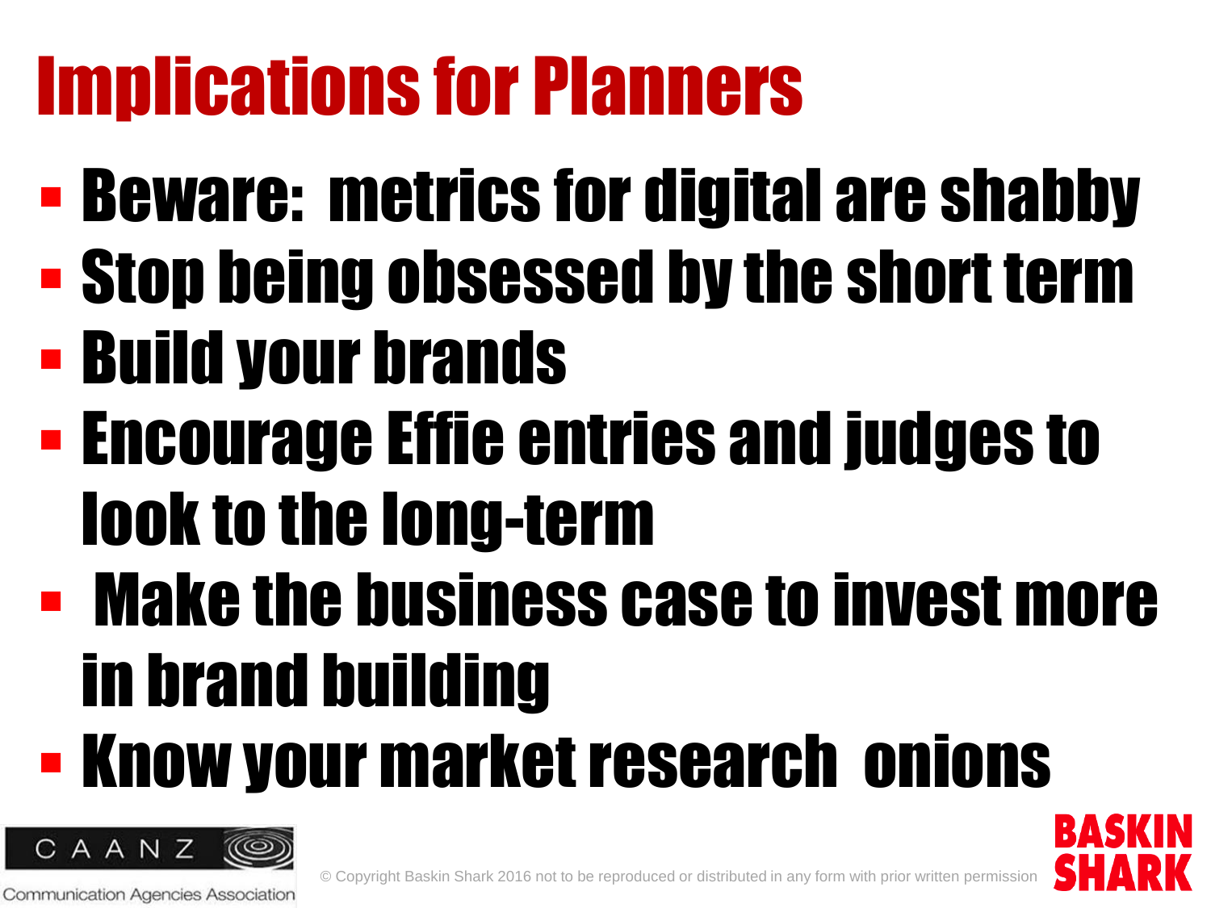# Implications for Planners

- Beware: metrics for digital are shabby
- Stop being obsessed by the short term
- Build your brands
- Encourage Effie entries and judges to look to the long-term
- Make the business case to invest more in brand building
- Know your market research onions

© Copyright Baskin Shark 2016 not to be reproduced or distributed in any form with prior written permission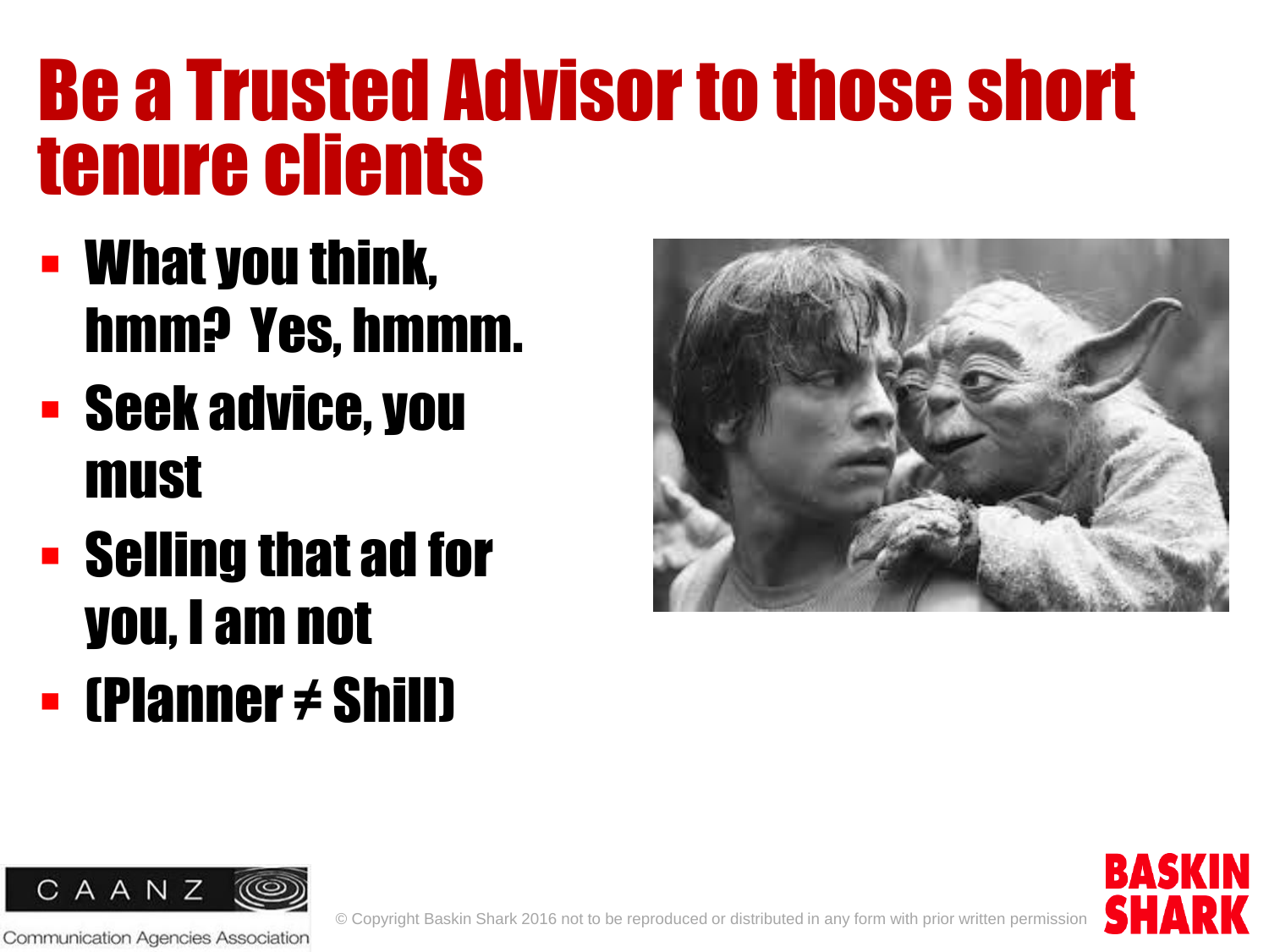# Be a Trusted Advisor to those short tenure clients

- What you think, hmm? Yes, hmmm.
- Seek advice, you must
- Selling that ad for you, I am not
- (Planner ≠ Shill)

© Copyright Baskin Shark 2016 not to be reproduced or distributed in any form with prior written permission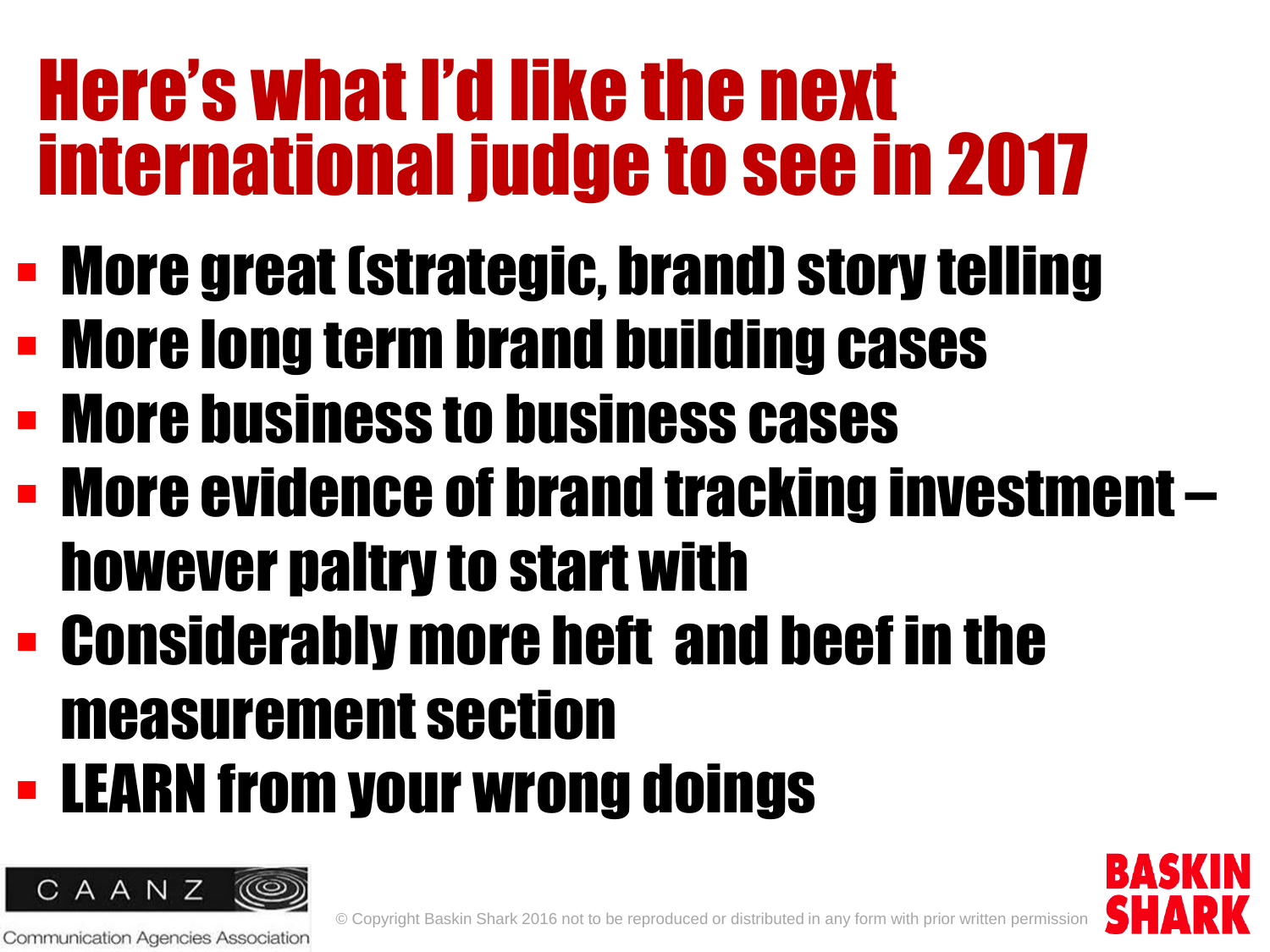# Here's what I'd like the next international judge to see in 2017

- More great (strategic, brand) story telling
- More long term brand building cases
- More business to business cases
- More evidence of brand tracking investment – however paltry to start with
- Considerably more heft and beef in the measurement section
- LEARN from your wrong doings

CAANZ Communication Agencies Association

© Copyright Baskin Shark 2016 not to be reproduced or distributed in any form with prior written permission

BASKIN SHARK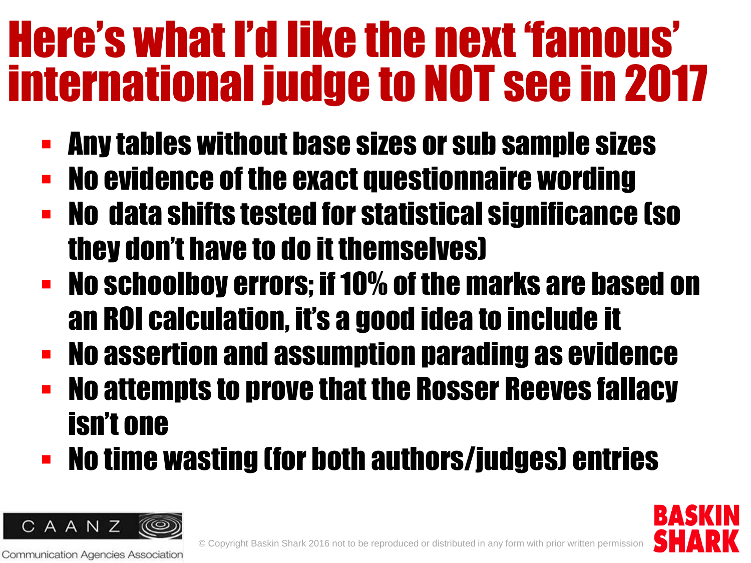# Here's what I'd like the next 'famous' international judge to NOT see in 2017

- Any tables without base sizes or sub sample sizes
- No evidence of the exact questionnaire wording
- No data shifts tested for statistical significance (so they don't have to do it themselves)
- No schoolboy errors; if 10% of the marks are based on an ROI calculation, it's a good idea to include it
- No assertion and assumption parading as evidence
- No attempts to prove that the Rosser Reeves fallacy isn't one
- No time wasting (for both authors/judges) entries

CAANZ Communication Agencies Association

© Copyright Baskin Shark 2016 not to be reproduced or distributed in any form with prior written permission

BASKIN SHARK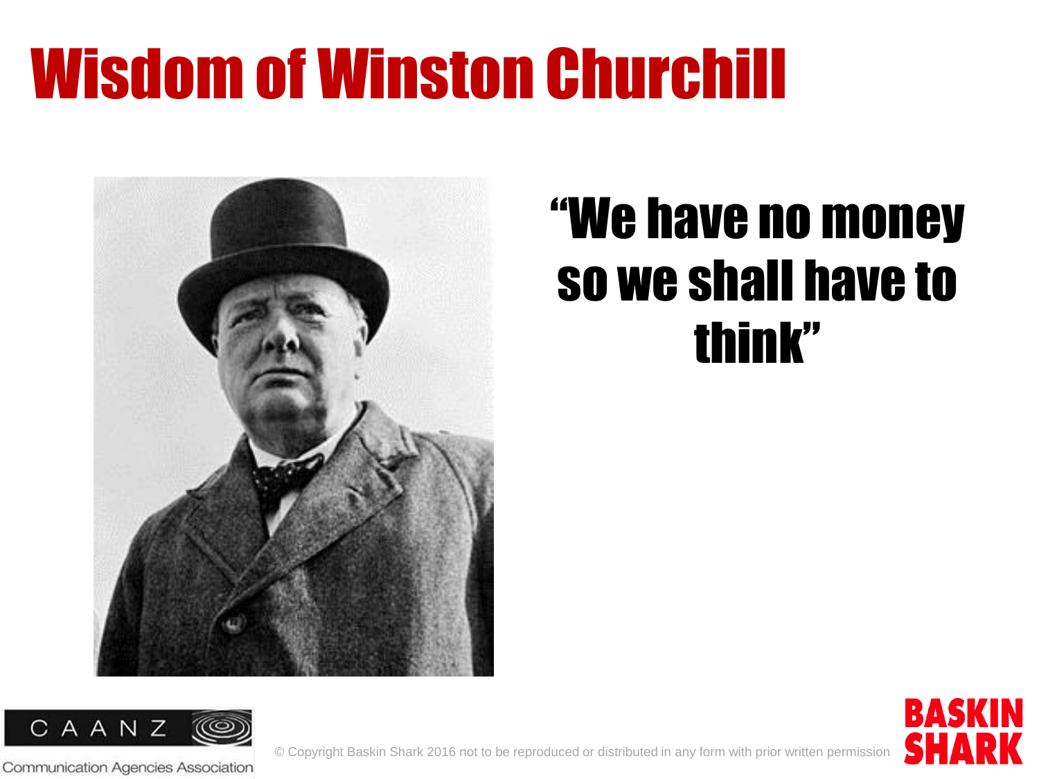# Wisdom of Winston Churchill

**"We have no money so we shall have to think"**

© Copyright Baskin Shark 2016 not to be reproduced or distributed in any form with prior written permission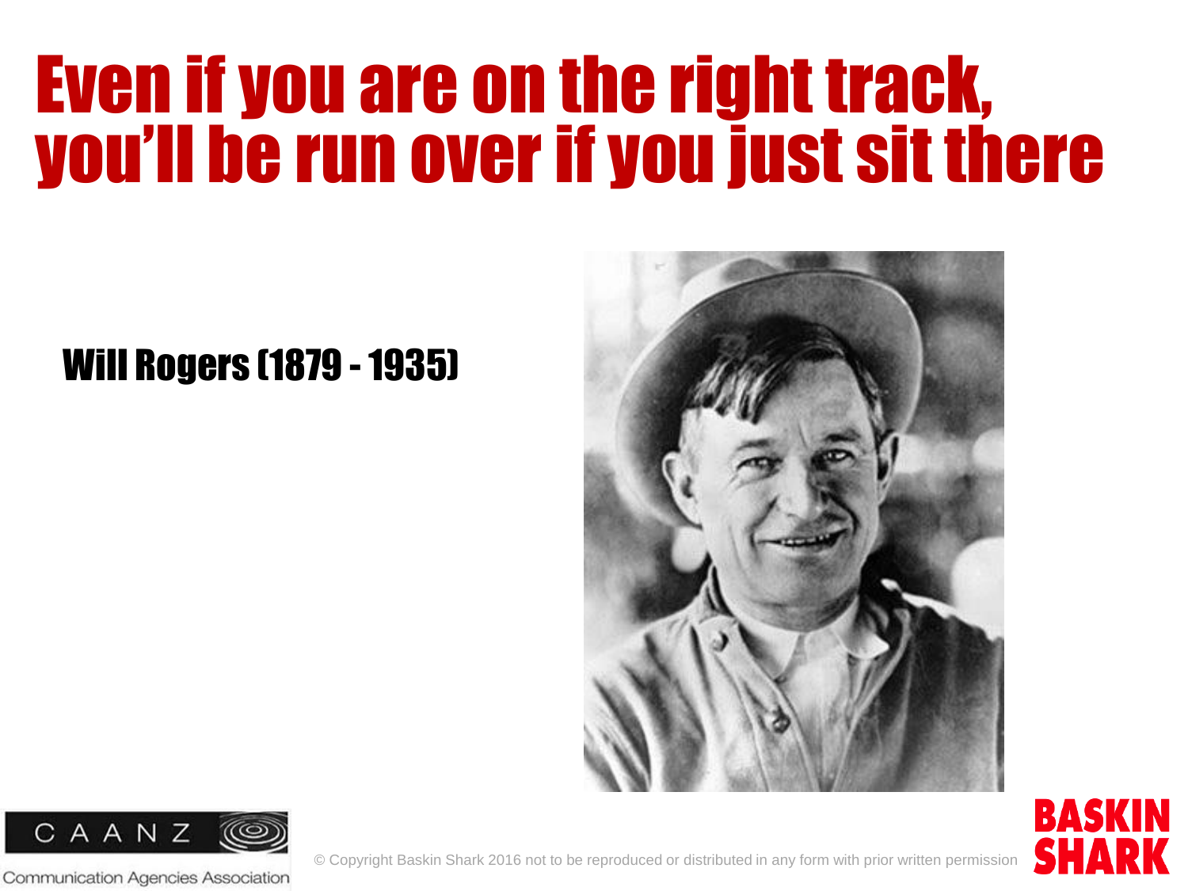# Even if you are on the right track, you'll be run over if you just sit there

Will Rogers (1879 - 1935)

CAANZ

Communication Agencies Association

© Copyright Baskin Shark 2016 not to be reproduced or distributed in any form with prior written permission

BASKIN SHARK